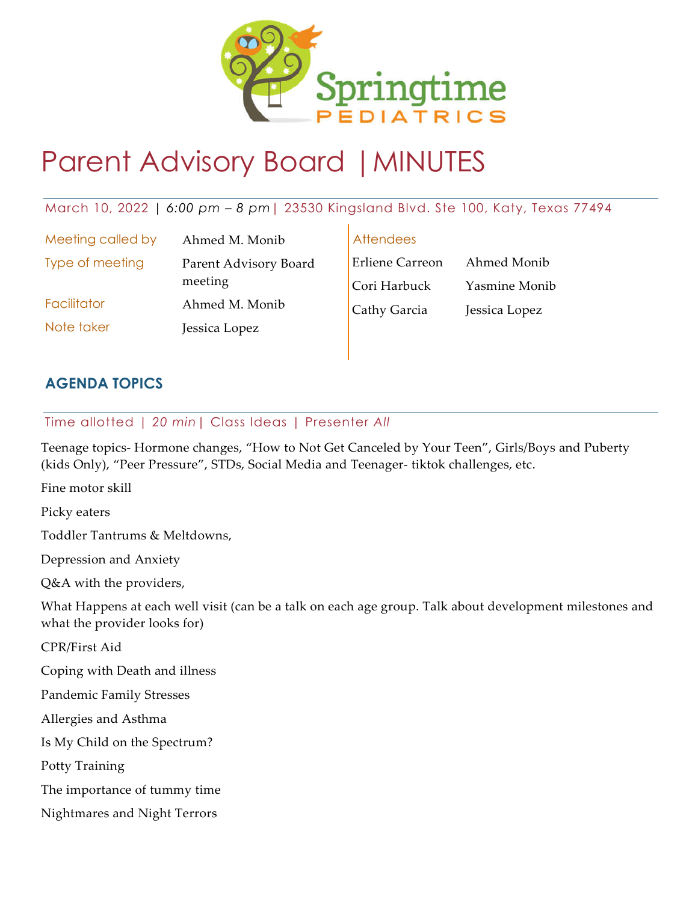Springtime PEDIATRICS

# Parent Advisory Board | MINUTES

March 10, 2022 | *6:00 pm – 8 pm* | 23530 Kingsland Blvd. Ste 100, Katy, Texas 77494

| | |
|---|---|
| Meeting called by | Ahmed M. Monib |
| Type of meeting | Parent Advisory Board meeting |
| Facilitator | Ahmed M. Monib |
| Note taker | Jessica Lopez |

**Attendees**

| | |
|---|---|
| Erliene Carreon | Ahmed Monib |
| Cori Harbuck | Yasmine Monib |
| Cathy Garcia | Jessica Lopez |

## AGENDA TOPICS

Time allotted | *20 min* | Class Ideas | Presenter *All*

Teenage topics- Hormone changes, "How to Not Get Canceled by Your Teen", Girls/Boys and Puberty (kids Only), "Peer Pressure", STDs, Social Media and Teenager- tiktok challenges, etc.

Fine motor skill

Picky eaters

Toddler Tantrums & Meltdowns,

Depression and Anxiety

Q&A with the providers,

What Happens at each well visit (can be a talk on each age group. Talk about development milestones and what the provider looks for)

CPR/First Aid

Coping with Death and illness

Pandemic Family Stresses

Allergies and Asthma

Is My Child on the Spectrum?

Potty Training

The importance of tummy time

Nightmares and Night Terrors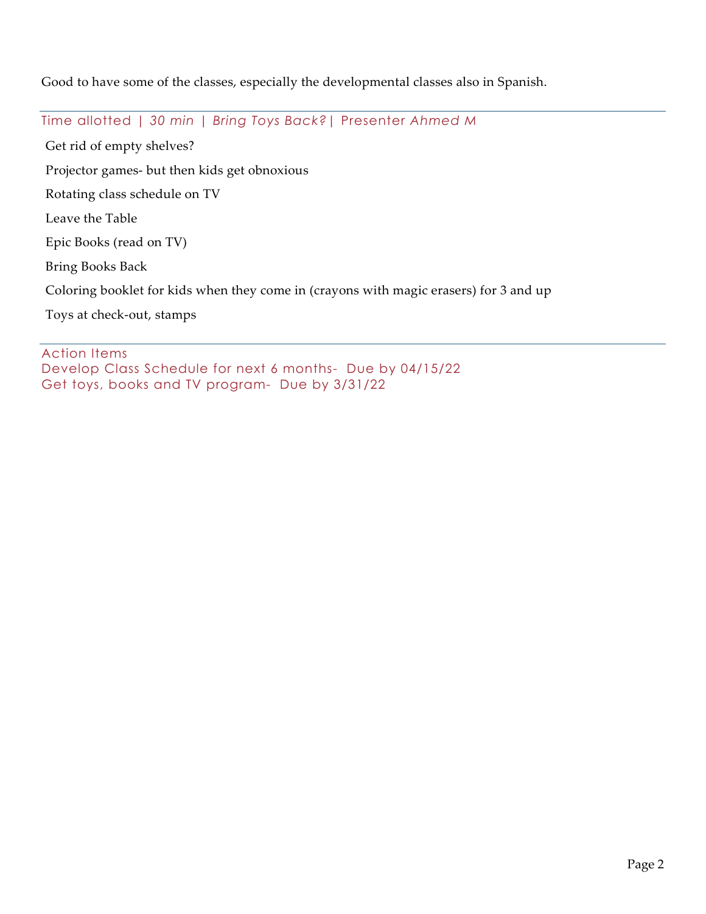Good to have some of the classes, especially the developmental classes also in Spanish.

---

Time allotted | *30 min* | *Bring Toys Back?*| Presenter *Ahmed M*

Get rid of empty shelves?

Projector games- but then kids get obnoxious

Rotating class schedule on TV

Leave the Table

Epic Books (read on TV)

Bring Books Back

Coloring booklet for kids when they come in (crayons with magic erasers) for 3 and up

Toys at check-out, stamps

---

Action Items
Develop Class Schedule for next 6 months- Due by 04/15/22
Get toys, books and TV program- Due by 3/31/22